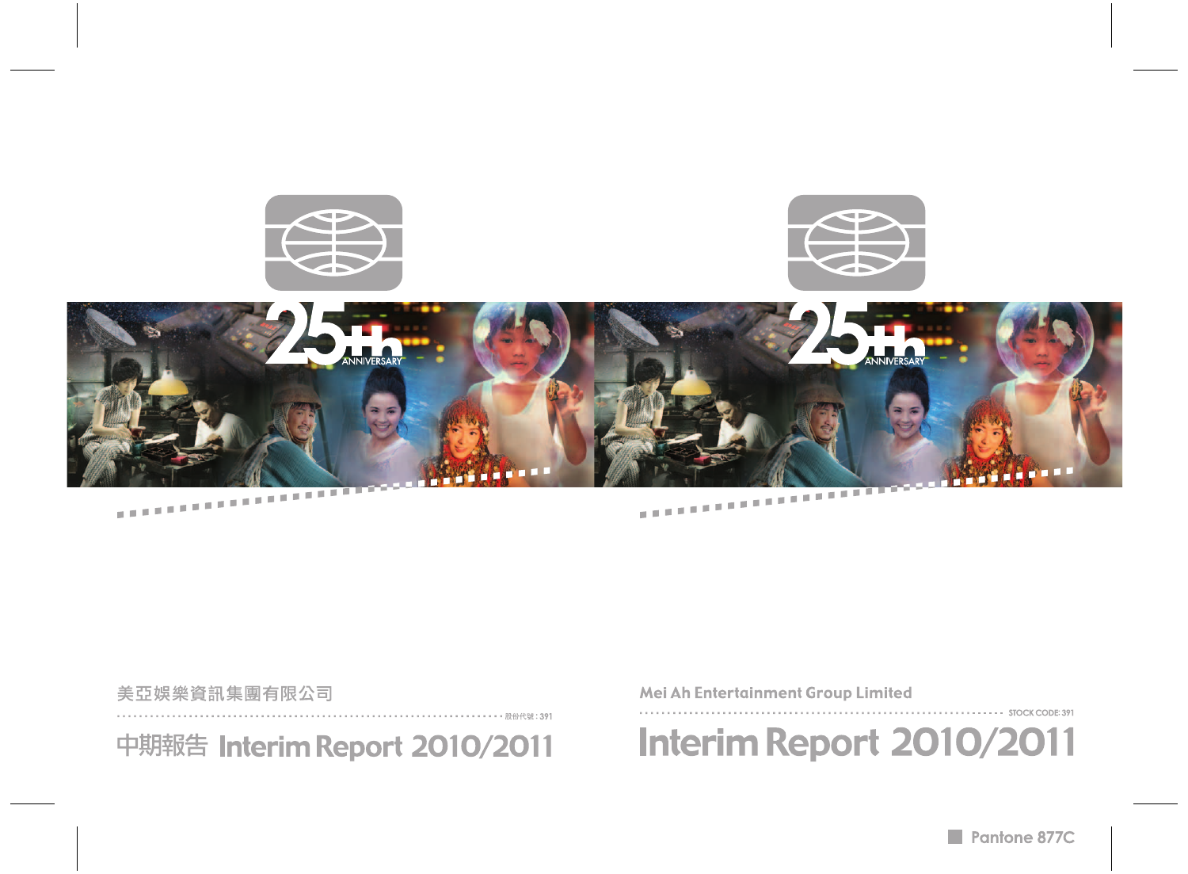美亞娛樂資訊集團有限公司

股份代號：391

中期報告 Interim Report 2010/2011

Mei Ah Entertainment Group Limited

STOCK CODE: 391

# Interim Report 2010/2011

Pantone 877C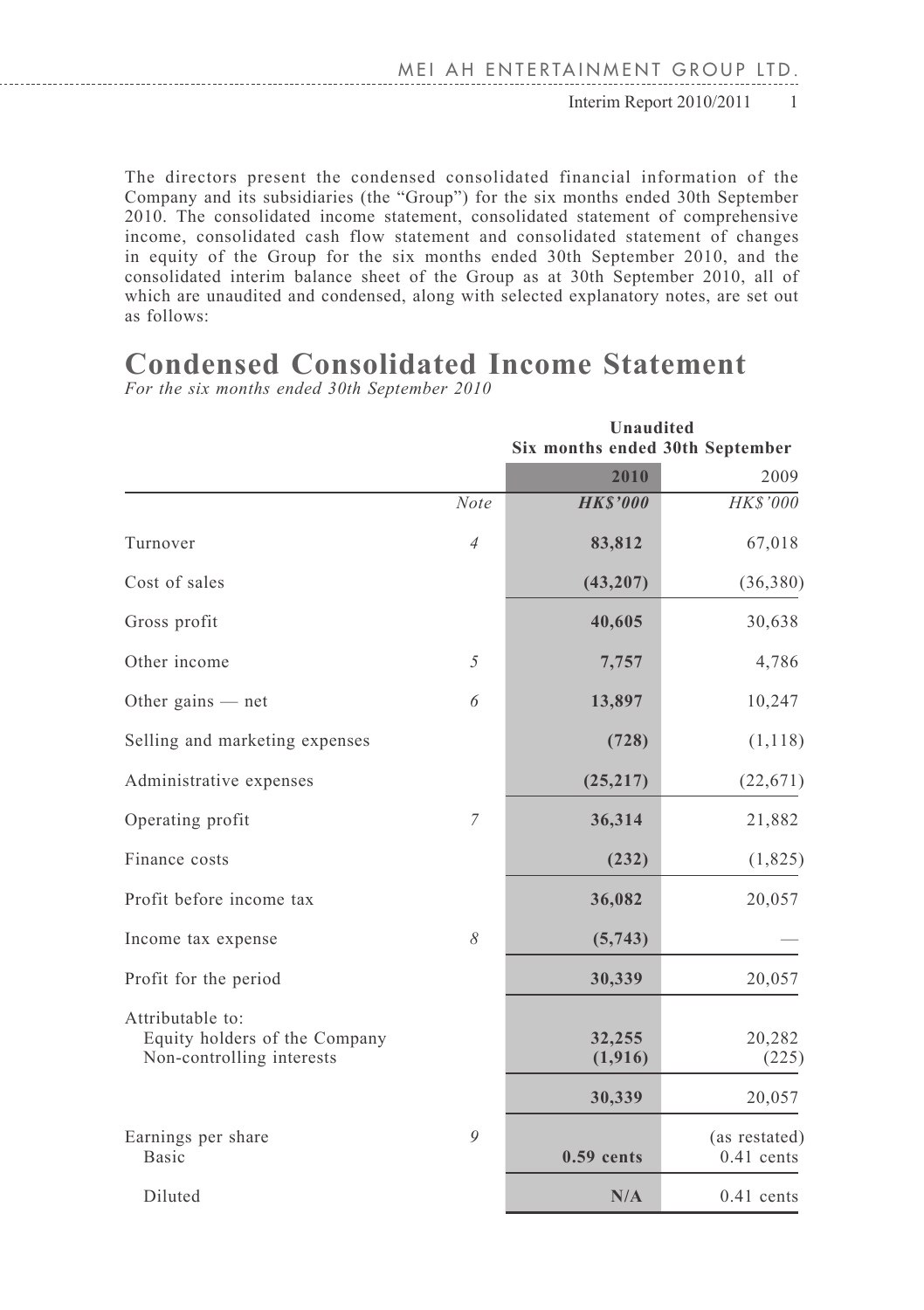The directors present the condensed consolidated financial information of the Company and its subsidiaries (the "Group") for the six months ended 30th September 2010. The consolidated income statement, consolidated statement of comprehensive income, consolidated cash flow statement and consolidated statement of changes in equity of the Group for the six months ended 30th September 2010, and the consolidated interim balance sheet of the Group as at 30th September 2010, all of which are unaudited and condensed, along with selected explanatory notes, are set out as follows:

# Condensed Consolidated Income Statement

*For the six months ended 30th September 2010*

| | | **Unaudited Six months ended 30th September** | |
|---|---|---|---|
| | | **2010** | 2009 |
| | *Note* | ***HK$'000*** | *HK$'000* |
| Turnover | *4* | **83,812** | 67,018 |
| Cost of sales | | **(43,207)** | (36,380) |
| Gross profit | | **40,605** | 30,638 |
| Other income | *5* | **7,757** | 4,786 |
| Other gains — net | *6* | **13,897** | 10,247 |
| Selling and marketing expenses | | **(728)** | (1,118) |
| Administrative expenses | | **(25,217)** | (22,671) |
| Operating profit | *7* | **36,314** | 21,882 |
| Finance costs | | **(232)** | (1,825) |
| Profit before income tax | | **36,082** | 20,057 |
| Income tax expense | *8* | **(5,743)** | — |
| Profit for the period | | **30,339** | 20,057 |
| Attributable to: | | | |
| Equity holders of the Company | | **32,255** | 20,282 |
| Non-controlling interests | | **(1,916)** | (225) |
| | | **30,339** | 20,057 |
| Earnings per share | *9* | | (as restated) |
| Basic | | **0.59 cents** | 0.41 cents |
| Diluted | | **N/A** | 0.41 cents |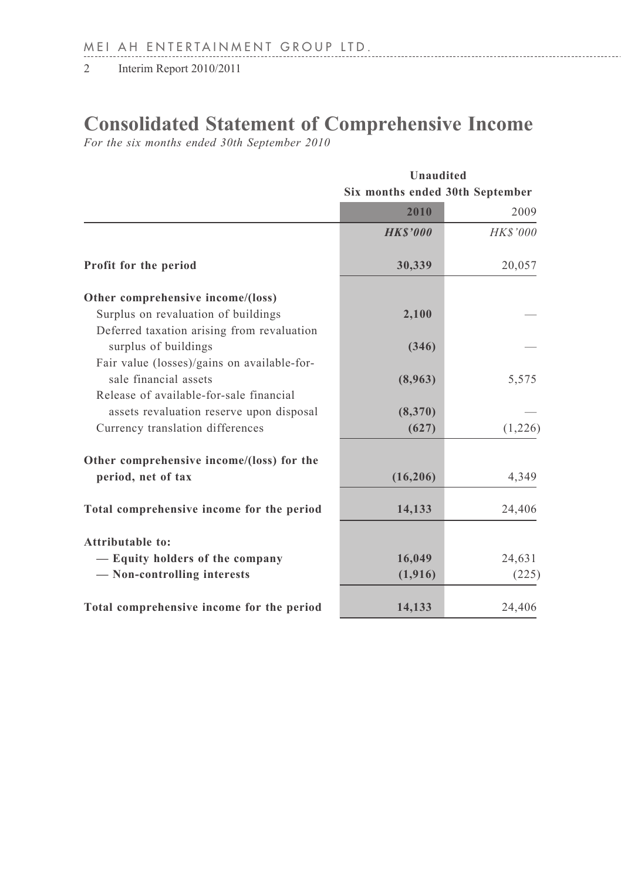# Consolidated Statement of Comprehensive Income

*For the six months ended 30th September 2010*

| | Unaudited | |
|---|---|---|
| | Six months ended 30th September | |
| | **2010** | 2009 |
| | ***HK$'000*** | *HK$'000* |
| **Profit for the period** | **30,339** | 20,057 |
| **Other comprehensive income/(loss)** | | |
| Surplus on revaluation of buildings | **2,100** | — |
| Deferred taxation arising from revaluation surplus of buildings | **(346)** | — |
| Fair value (losses)/gains on available-for-sale financial assets | **(8,963)** | 5,575 |
| Release of available-for-sale financial assets revaluation reserve upon disposal | **(8,370)** | — |
| Currency translation differences | **(627)** | (1,226) |
| **Other comprehensive income/(loss) for the period, net of tax** | **(16,206)** | 4,349 |
| **Total comprehensive income for the period** | **14,133** | 24,406 |
| **Attributable to:** | | |
| **— Equity holders of the company** | **16,049** | 24,631 |
| **— Non-controlling interests** | **(1,916)** | (225) |
| **Total comprehensive income for the period** | **14,133** | 24,406 |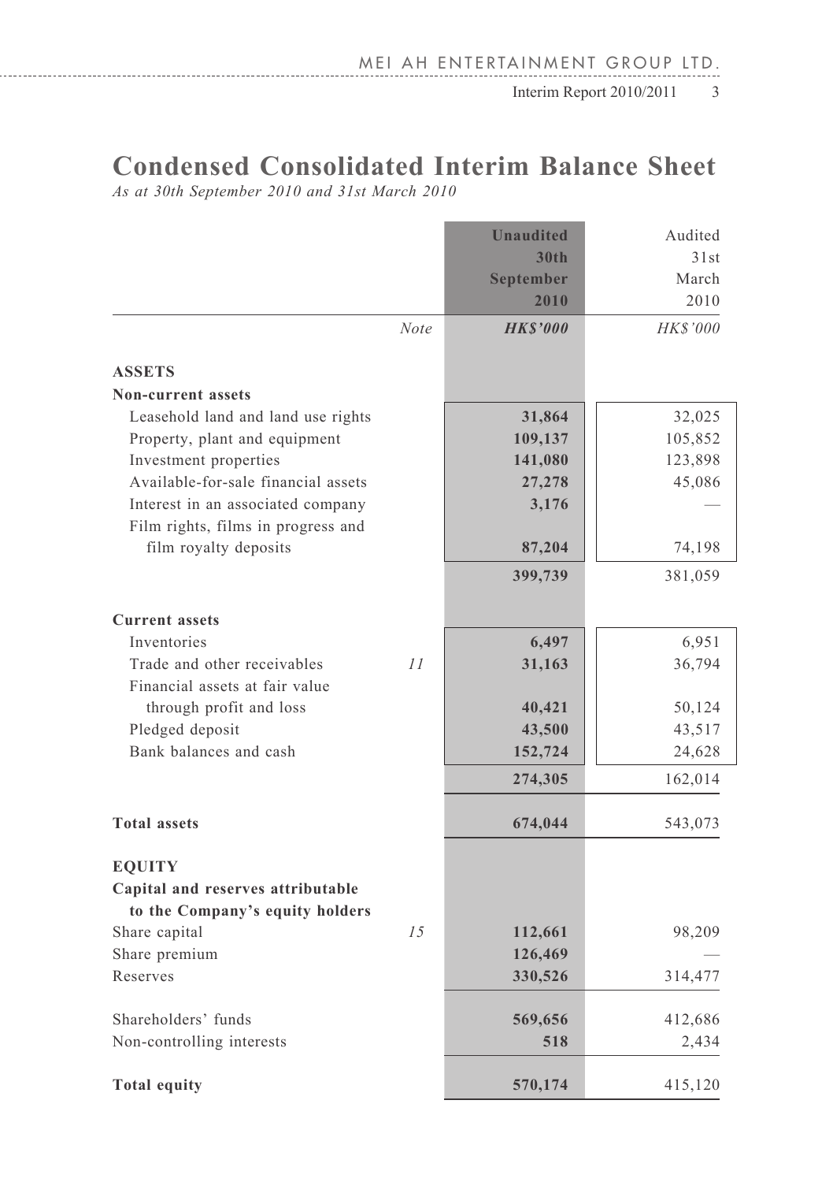# Condensed Consolidated Interim Balance Sheet

*As at 30th September 2010 and 31st March 2010*

| | Note | **Unaudited 30th September 2010** | Audited 31st March 2010 |
|---|---|---|---|
| | *Note* | ***HK$'000*** | *HK$'000* |
| **ASSETS** | | | |
| **Non-current assets** | | | |
| Leasehold land and land use rights | | **31,864** | 32,025 |
| Property, plant and equipment | | **109,137** | 105,852 |
| Investment properties | | **141,080** | 123,898 |
| Available-for-sale financial assets | | **27,278** | 45,086 |
| Interest in an associated company | | **3,176** | — |
| Film rights, films in progress and film royalty deposits | | **87,204** | 74,198 |
| | | **399,739** | 381,059 |
| **Current assets** | | | |
| Inventories | | **6,497** | 6,951 |
| Trade and other receivables | *11* | **31,163** | 36,794 |
| Financial assets at fair value through profit and loss | | **40,421** | 50,124 |
| Pledged deposit | | **43,500** | 43,517 |
| Bank balances and cash | | **152,724** | 24,628 |
| | | **274,305** | 162,014 |
| **Total assets** | | **674,044** | 543,073 |
| **EQUITY** | | | |
| **Capital and reserves attributable to the Company's equity holders** | | | |
| Share capital | *15* | **112,661** | 98,209 |
| Share premium | | **126,469** | — |
| Reserves | | **330,526** | 314,477 |
| Shareholders' funds | | **569,656** | 412,686 |
| Non-controlling interests | | **518** | 2,434 |
| **Total equity** | | **570,174** | 415,120 |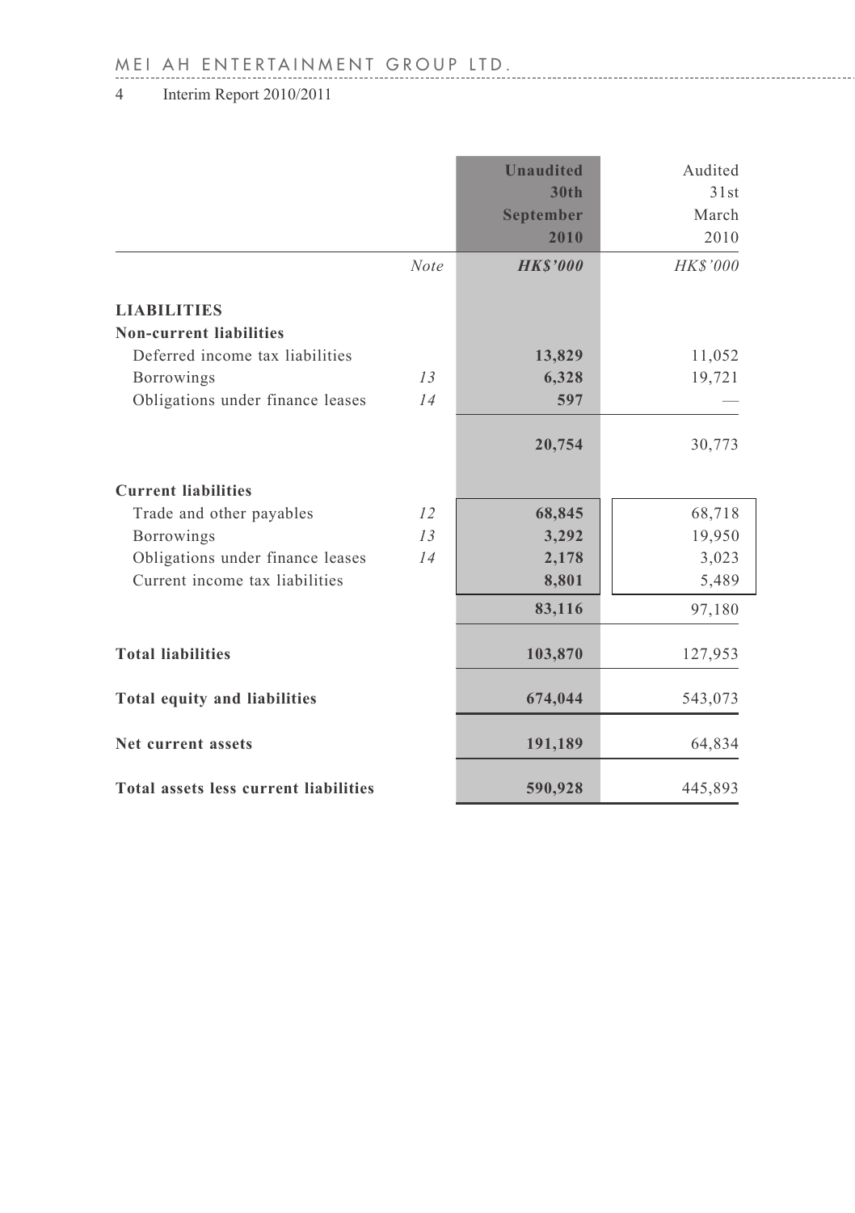| | Note | Unaudited 30th September 2010 | Audited 31st March 2010 |
|---|---|---|---|
| | | ***HK$'000*** | *HK$'000* |
| **LIABILITIES** | | | |
| **Non-current liabilities** | | | |
| Deferred income tax liabilities | | **13,829** | 11,052 |
| Borrowings | *13* | **6,328** | 19,721 |
| Obligations under finance leases | *14* | **597** | — |
| | | **20,754** | 30,773 |
| **Current liabilities** | | | |
| Trade and other payables | *12* | **68,845** | 68,718 |
| Borrowings | *13* | **3,292** | 19,950 |
| Obligations under finance leases | *14* | **2,178** | 3,023 |
| Current income tax liabilities | | **8,801** | 5,489 |
| | | **83,116** | 97,180 |
| **Total liabilities** | | **103,870** | 127,953 |
| **Total equity and liabilities** | | **674,044** | 543,073 |
| **Net current assets** | | **191,189** | 64,834 |
| **Total assets less current liabilities** | | **590,928** | 445,893 |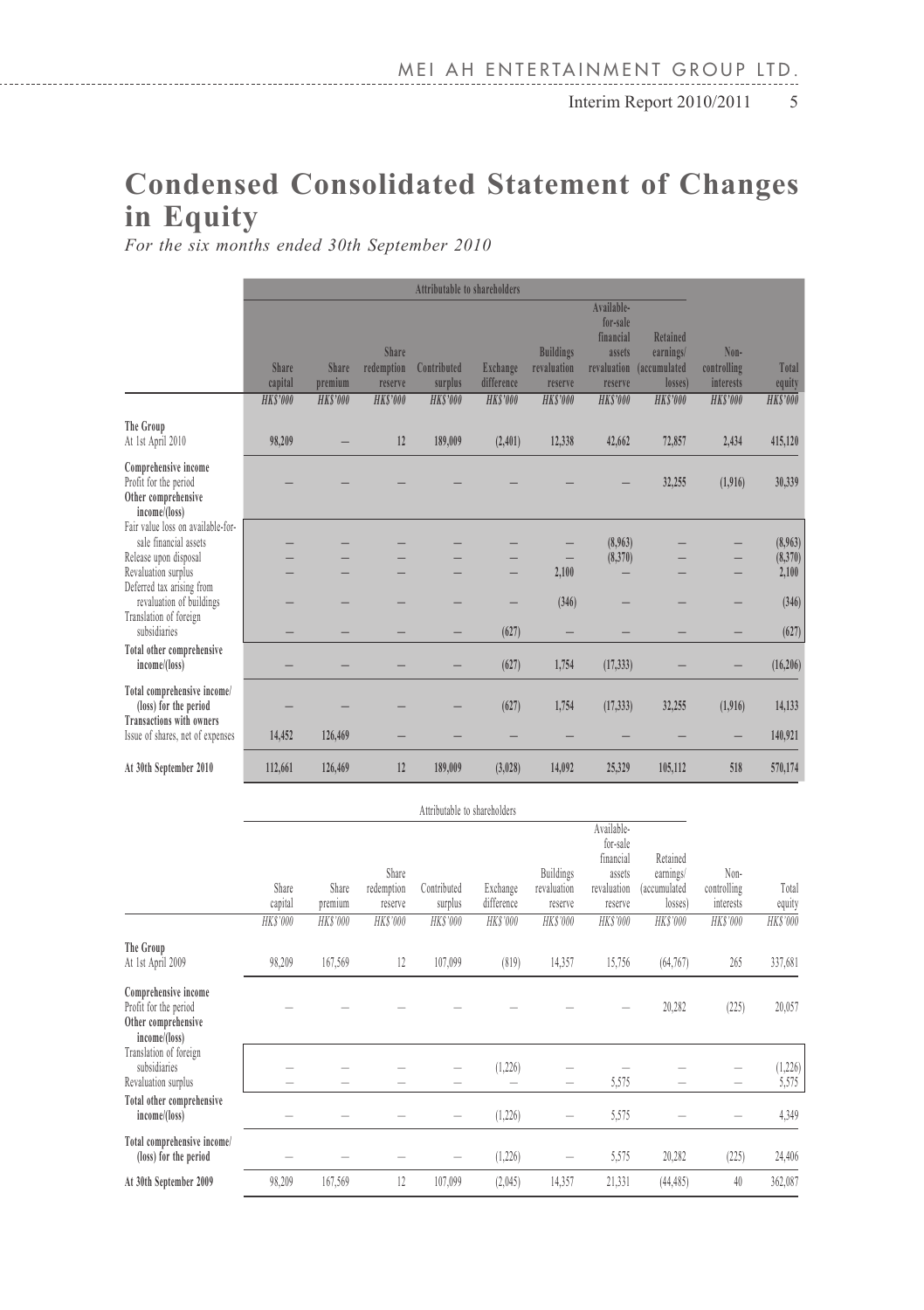# Condensed Consolidated Statement of Changes in Equity

*For the six months ended 30th September 2010*

| | Attributable to shareholders | | | | | | | | | |
|---|---|---|---|---|---|---|---|---|---|---|
| | Share capital | Share premium | Share redemption reserve | Contributed surplus | Exchange difference | Buildings revaluation reserve | Available-for-sale financial assets revaluation reserve | Retained earnings/ (accumulated losses) | Non-controlling interests | Total equity |
| | *HK$'000* | *HK$'000* | *HK$'000* | *HK$'000* | *HK$'000* | *HK$'000* | *HK$'000* | *HK$'000* | *HK$'000* | *HK$'000* |
| **The Group** | | | | | | | | | | |
| At 1st April 2010 | 98,209 | – | 12 | 189,009 | (2,401) | 12,338 | 42,662 | 72,857 | 2,434 | 415,120 |
| **Comprehensive income** | | | | | | | | | | |
| Profit for the period | – | – | – | – | – | – | – | 32,255 | (1,916) | 30,339 |
| **Other comprehensive income/(loss)** | | | | | | | | | | |
| Fair value loss on available-for-sale financial assets | – | – | – | – | – | – | (8,963) | – | – | (8,963) |
| Release upon disposal | – | – | – | – | – | – | (8,370) | – | – | (8,370) |
| Revaluation surplus | – | – | – | – | – | 2,100 | – | – | – | 2,100 |
| Deferred tax arising from revaluation of buildings | – | – | – | – | – | (346) | – | – | – | (346) |
| Translation of foreign subsidiaries | – | – | – | – | (627) | – | – | – | – | (627) |
| **Total other comprehensive income/(loss)** | – | – | – | – | (627) | 1,754 | (17,333) | – | – | (16,206) |
| **Total comprehensive income/(loss) for the period** | – | – | – | – | (627) | 1,754 | (17,333) | 32,255 | (1,916) | 14,133 |
| **Transactions with owners** | | | | | | | | | | |
| Issue of shares, net of expenses | 14,452 | 126,469 | – | – | – | – | – | – | – | 140,921 |
| **At 30th September 2010** | 112,661 | 126,469 | 12 | 189,009 | (3,028) | 14,092 | 25,329 | 105,112 | 518 | 570,174 |

| | Attributable to shareholders | | | | | | | | | |
|---|---|---|---|---|---|---|---|---|---|---|
| | Share capital | Share premium | Share redemption reserve | Contributed surplus | Exchange difference | Buildings revaluation reserve | Available-for-sale financial assets revaluation reserve | Retained earnings/ (accumulated losses) | Non-controlling interests | Total equity |
| | *HK$'000* | *HK$'000* | *HK$'000* | *HK$'000* | *HK$'000* | *HK$'000* | *HK$'000* | *HK$'000* | *HK$'000* | *HK$'000* |
| **The Group** | | | | | | | | | | |
| At 1st April 2009 | 98,209 | 167,569 | 12 | 107,099 | (819) | 14,357 | 15,756 | (64,767) | 265 | 337,681 |
| **Comprehensive income** | | | | | | | | | | |
| Profit for the period | – | – | – | – | – | – | – | 20,282 | (225) | 20,057 |
| **Other comprehensive income/(loss)** | | | | | | | | | | |
| Translation of foreign subsidiaries | – | – | – | – | (1,226) | – | – | – | – | (1,226) |
| Revaluation surplus | – | – | – | – | – | – | 5,575 | – | – | 5,575 |
| **Total other comprehensive income/(loss)** | – | – | – | – | (1,226) | – | 5,575 | – | – | 4,349 |
| **Total comprehensive income/(loss) for the period** | – | – | – | – | (1,226) | – | 5,575 | 20,282 | (225) | 24,406 |
| **At 30th September 2009** | 98,209 | 167,569 | 12 | 107,099 | (2,045) | 14,357 | 21,331 | (44,485) | 40 | 362,087 |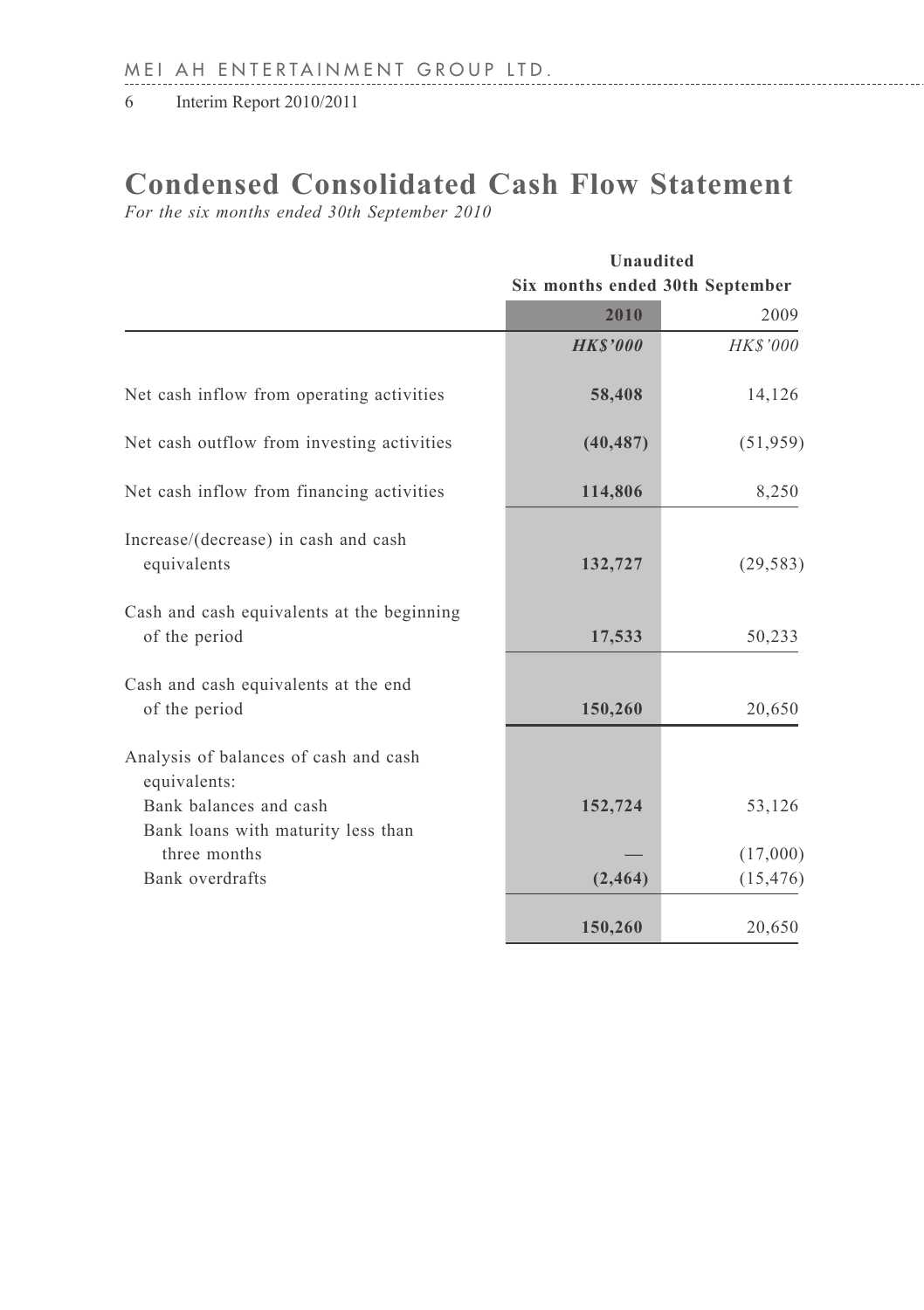# Condensed Consolidated Cash Flow Statement

*For the six months ended 30th September 2010*

| | Unaudited | |
|---|---|---|
| | Six months ended 30th September | |
| | **2010** | 2009 |
| | ***HK$'000*** | *HK$'000* |
| Net cash inflow from operating activities | **58,408** | 14,126 |
| Net cash outflow from investing activities | **(40,487)** | (51,959) |
| Net cash inflow from financing activities | **114,806** | 8,250 |
| Increase/(decrease) in cash and cash equivalents | **132,727** | (29,583) |
| Cash and cash equivalents at the beginning of the period | **17,533** | 50,233 |
| Cash and cash equivalents at the end of the period | **150,260** | 20,650 |
| Analysis of balances of cash and cash equivalents: | | |
| Bank balances and cash | **152,724** | 53,126 |
| Bank loans with maturity less than three months | **—** | (17,000) |
| Bank overdrafts | **(2,464)** | (15,476) |
| | **150,260** | 20,650 |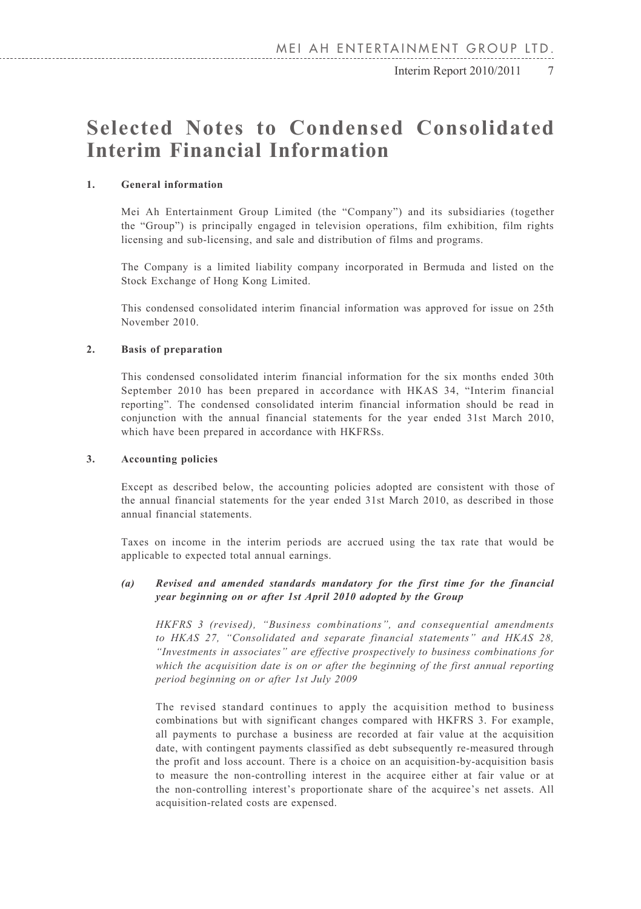# Selected Notes to Condensed Consolidated Interim Financial Information

## 1. General information

Mei Ah Entertainment Group Limited (the "Company") and its subsidiaries (together the "Group") is principally engaged in television operations, film exhibition, film rights licensing and sub-licensing, and sale and distribution of films and programs.

The Company is a limited liability company incorporated in Bermuda and listed on the Stock Exchange of Hong Kong Limited.

This condensed consolidated interim financial information was approved for issue on 25th November 2010.

## 2. Basis of preparation

This condensed consolidated interim financial information for the six months ended 30th September 2010 has been prepared in accordance with HKAS 34, "Interim financial reporting". The condensed consolidated interim financial information should be read in conjunction with the annual financial statements for the year ended 31st March 2010, which have been prepared in accordance with HKFRSs.

## 3. Accounting policies

Except as described below, the accounting policies adopted are consistent with those of the annual financial statements for the year ended 31st March 2010, as described in those annual financial statements.

Taxes on income in the interim periods are accrued using the tax rate that would be applicable to expected total annual earnings.

### *(a) Revised and amended standards mandatory for the first time for the financial year beginning on or after 1st April 2010 adopted by the Group*

*HKFRS 3 (revised), "Business combinations", and consequential amendments to HKAS 27, "Consolidated and separate financial statements" and HKAS 28, "Investments in associates" are effective prospectively to business combinations for which the acquisition date is on or after the beginning of the first annual reporting period beginning on or after 1st July 2009*

The revised standard continues to apply the acquisition method to business combinations but with significant changes compared with HKFRS 3. For example, all payments to purchase a business are recorded at fair value at the acquisition date, with contingent payments classified as debt subsequently re-measured through the profit and loss account. There is a choice on an acquisition-by-acquisition basis to measure the non-controlling interest in the acquiree either at fair value or at the non-controlling interest's proportionate share of the acquiree's net assets. All acquisition-related costs are expensed.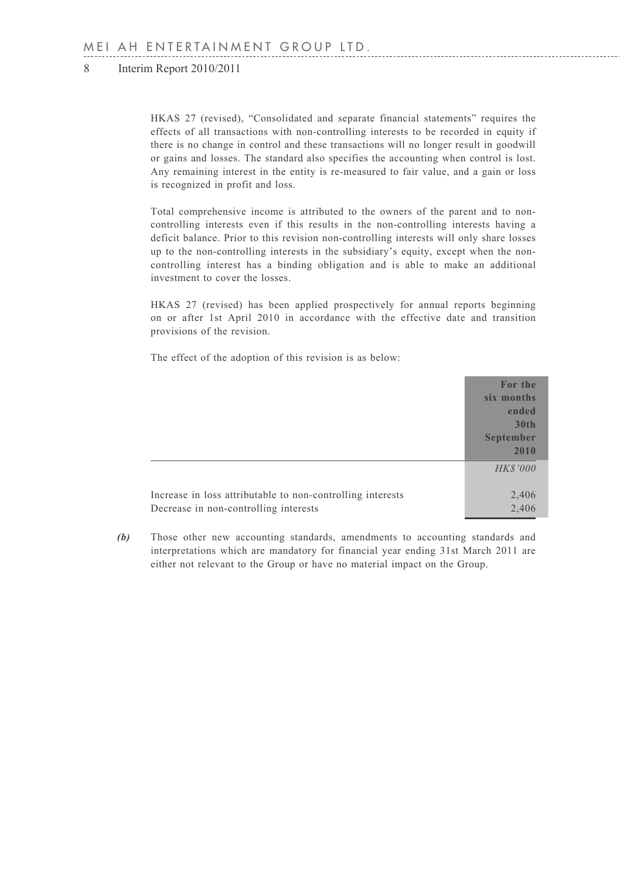HKAS 27 (revised), "Consolidated and separate financial statements" requires the effects of all transactions with non-controlling interests to be recorded in equity if there is no change in control and these transactions will no longer result in goodwill or gains and losses. The standard also specifies the accounting when control is lost. Any remaining interest in the entity is re-measured to fair value, and a gain or loss is recognized in profit and loss.

Total comprehensive income is attributed to the owners of the parent and to non-controlling interests even if this results in the non-controlling interests having a deficit balance. Prior to this revision non-controlling interests will only share losses up to the non-controlling interests in the subsidiary's equity, except when the non-controlling interest has a binding obligation and is able to make an additional investment to cover the losses.

HKAS 27 (revised) has been applied prospectively for annual reports beginning on or after 1st April 2010 in accordance with the effective date and transition provisions of the revision.

The effect of the adoption of this revision is as below:

| | **For the six months ended 30th September 2010** |
|---|---|
| | *HK$'000* |
| Increase in loss attributable to non-controlling interests | 2,406 |
| Decrease in non-controlling interests | 2,406 |

***(b)*** Those other new accounting standards, amendments to accounting standards and interpretations which are mandatory for financial year ending 31st March 2011 are either not relevant to the Group or have no material impact on the Group.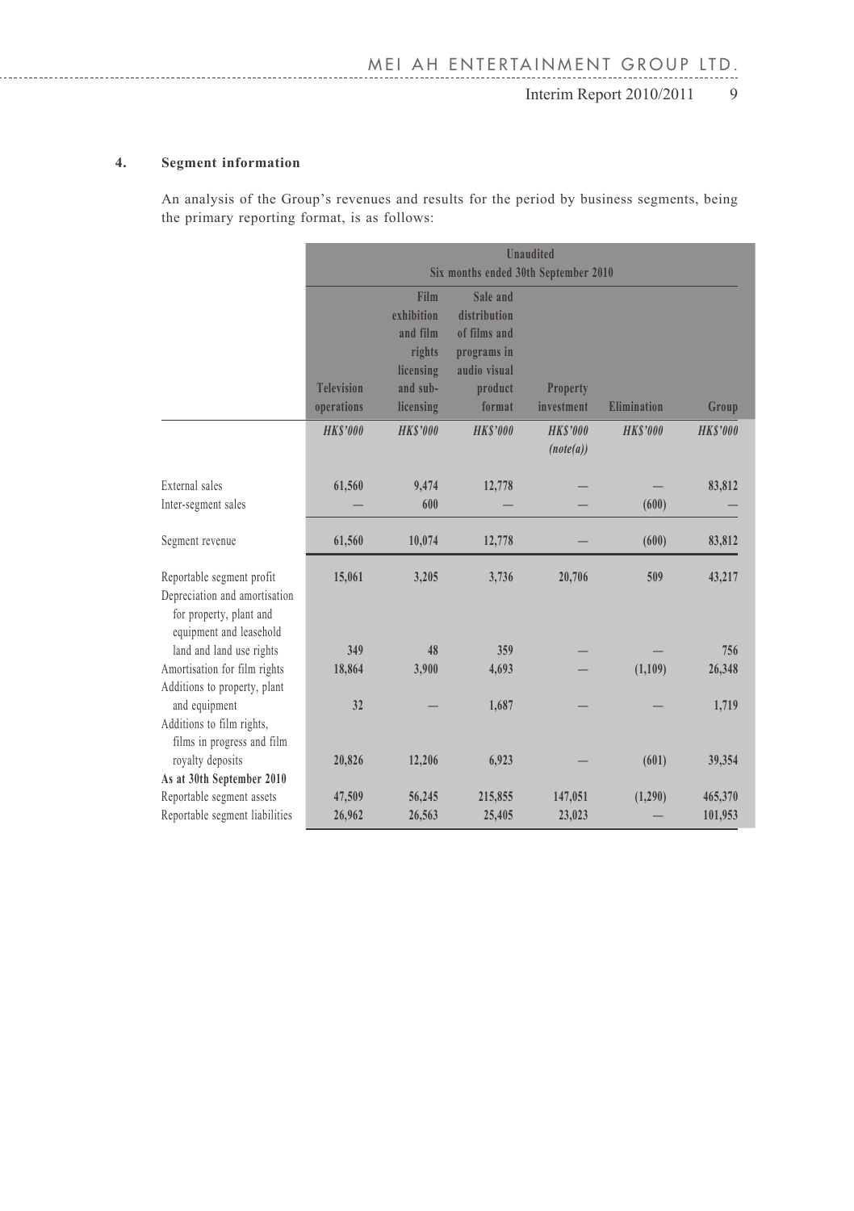## 4. Segment information

An analysis of the Group's revenues and results for the period by business segments, being the primary reporting format, is as follows:

| | Unaudited<br>Six months ended 30th September 2010 | | | | | |
|---|---|---|---|---|---|---|
| | Television operations | Film exhibition and film rights licensing and sub-licensing | Sale and distribution of films and programs in audio visual product format | Property investment | Elimination | Group |
| | *HK$'000* | *HK$'000* | *HK$'000* | *HK$'000*<br>*(note(a))* | *HK$'000* | *HK$'000* |
| External sales | 61,560 | 9,474 | 12,778 | — | — | 83,812 |
| Inter-segment sales | — | 600 | — | — | (600) | — |
| Segment revenue | 61,560 | 10,074 | 12,778 | — | (600) | 83,812 |
| Reportable segment profit | 15,061 | 3,205 | 3,736 | 20,706 | 509 | 43,217 |
| Depreciation and amortisation for property, plant and equipment and leasehold land and land use rights | 349 | 48 | 359 | — | — | 756 |
| Amortisation for film rights | 18,864 | 3,900 | 4,693 | — | (1,109) | 26,348 |
| Additions to property, plant and equipment | 32 | — | 1,687 | — | — | 1,719 |
| Additions to film rights, films in progress and film royalty deposits | 20,826 | 12,206 | 6,923 | — | (601) | 39,354 |
| **As at 30th September 2010** | | | | | | |
| Reportable segment assets | 47,509 | 56,245 | 215,855 | 147,051 | (1,290) | 465,370 |
| Reportable segment liabilities | 26,962 | 26,563 | 25,405 | 23,023 | — | 101,953 |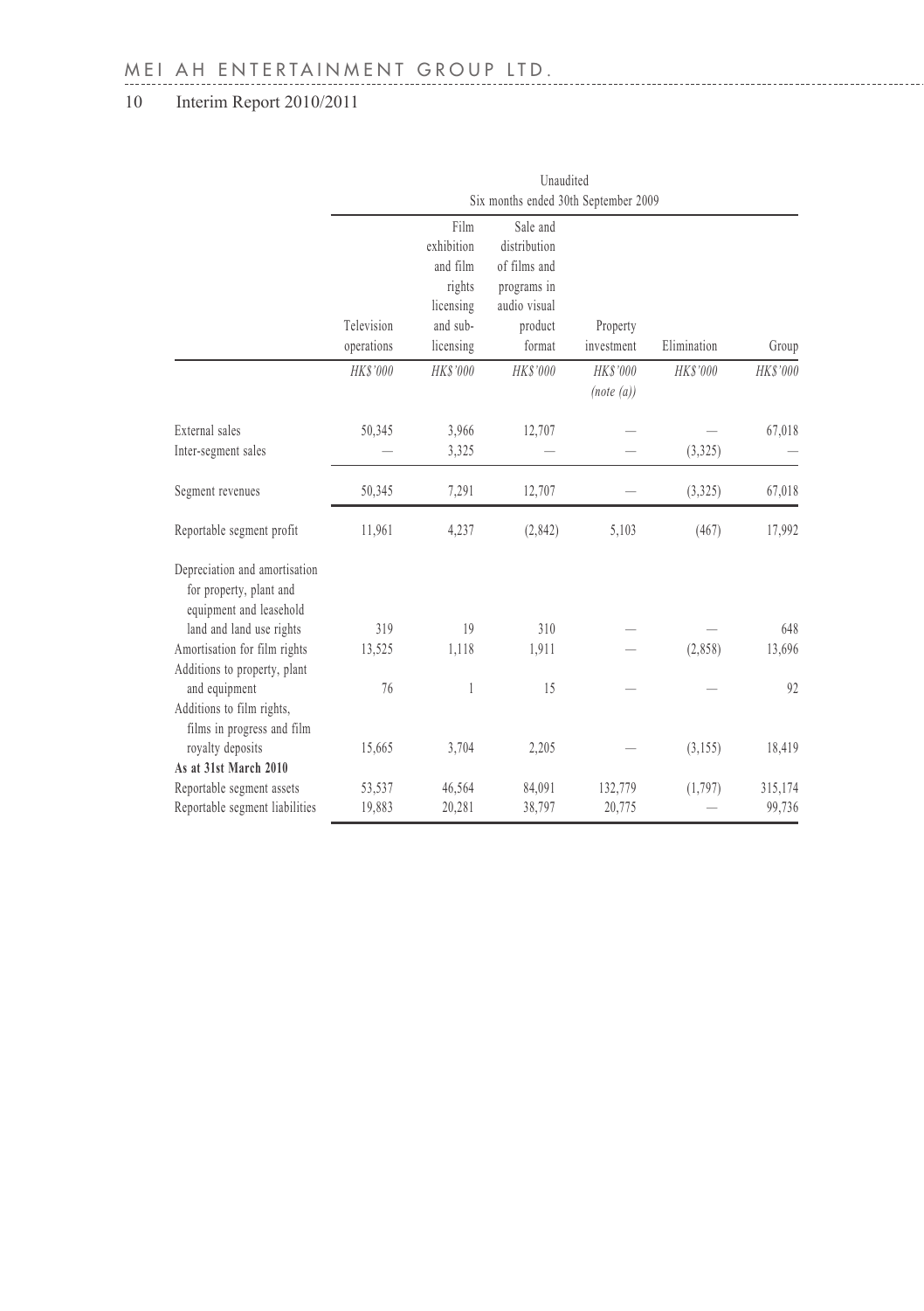| | Unaudited | | | | | |
|---|---|---|---|---|---|---|
| | Six months ended 30th September 2009 | | | | | |
| | Television operations | Film exhibition and film rights licensing and sub-licensing | Sale and distribution of films and programs in audio visual product format | Property investment | Elimination | Group |
| | *HK$'000* | *HK$'000* | *HK$'000* | *HK$'000* *(note (a))* | *HK$'000* | *HK$'000* |
| External sales | 50,345 | 3,966 | 12,707 | — | — | 67,018 |
| Inter-segment sales | — | 3,325 | — | — | (3,325) | — |
| Segment revenues | 50,345 | 7,291 | 12,707 | — | (3,325) | 67,018 |
| Reportable segment profit | 11,961 | 4,237 | (2,842) | 5,103 | (467) | 17,992 |
| Depreciation and amortisation for property, plant and equipment and leasehold land and land use rights | 319 | 19 | 310 | — | — | 648 |
| Amortisation for film rights | 13,525 | 1,118 | 1,911 | — | (2,858) | 13,696 |
| Additions to property, plant and equipment | 76 | 1 | 15 | — | — | 92 |
| Additions to film rights, films in progress and film royalty deposits | 15,665 | 3,704 | 2,205 | — | (3,155) | 18,419 |
| **As at 31st March 2010** | | | | | | |
| Reportable segment assets | 53,537 | 46,564 | 84,091 | 132,779 | (1,797) | 315,174 |
| Reportable segment liabilities | 19,883 | 20,281 | 38,797 | 20,775 | — | 99,736 |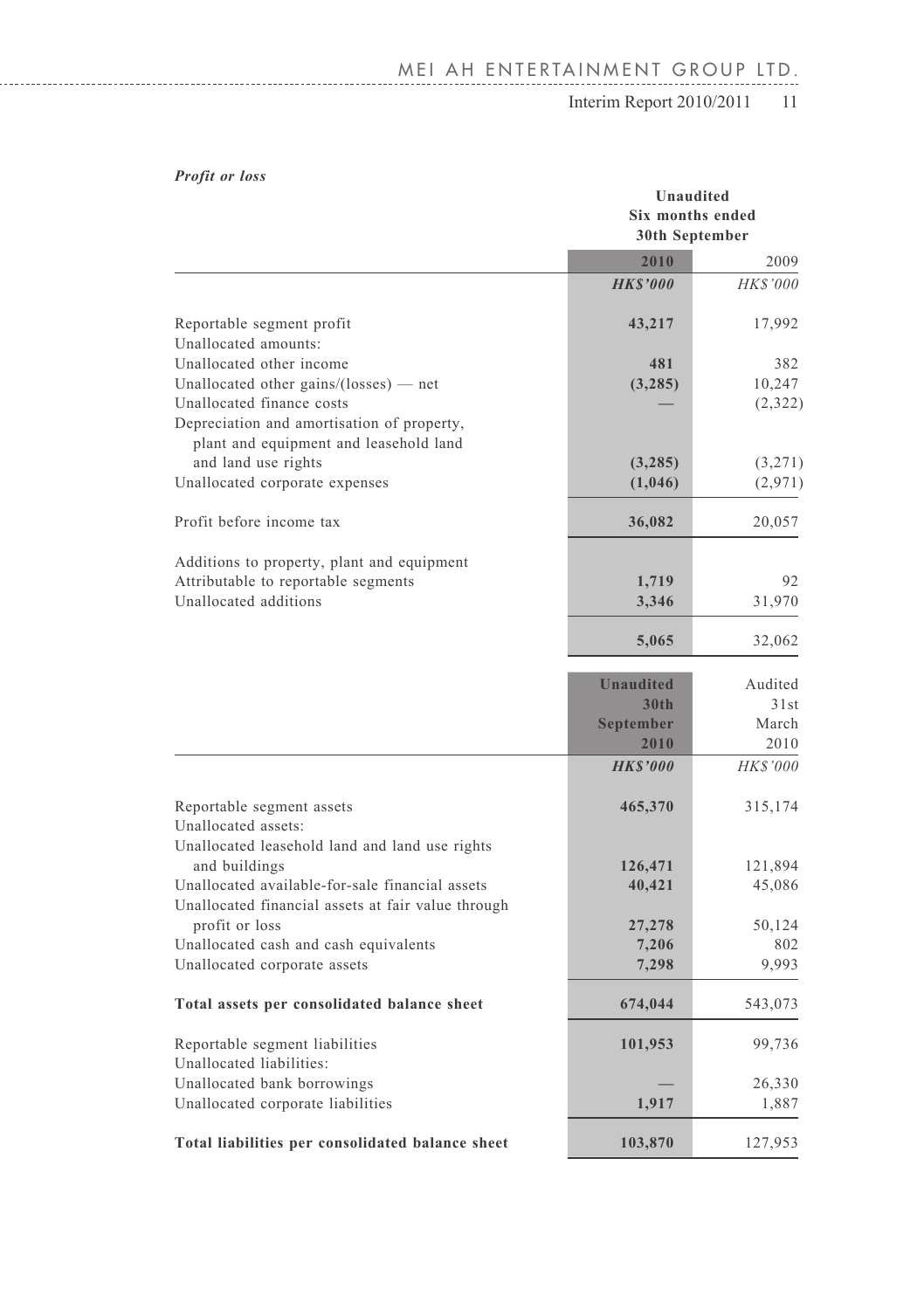***Profit or loss***

| | Unaudited Six months ended 30th September | |
|---|---|---|
| | **2010** | 2009 |
| | ***HK$'000*** | *HK$'000* |
| Reportable segment profit | **43,217** | 17,992 |
| Unallocated amounts: | | |
| Unallocated other income | **481** | 382 |
| Unallocated other gains/(losses) — net | **(3,285)** | 10,247 |
| Unallocated finance costs | **—** | (2,322) |
| Depreciation and amortisation of property, plant and equipment and leasehold land and land use rights | **(3,285)** | (3,271) |
| Unallocated corporate expenses | **(1,046)** | (2,971) |
| Profit before income tax | **36,082** | 20,057 |
| Additions to property, plant and equipment | | |
| Attributable to reportable segments | **1,719** | 92 |
| Unallocated additions | **3,346** | 31,970 |
| | **5,065** | 32,062 |

| | **Unaudited 30th September 2010** | Audited 31st March 2010 |
|---|---|---|
| | ***HK$'000*** | *HK$'000* |
| Reportable segment assets | **465,370** | 315,174 |
| Unallocated assets: | | |
| Unallocated leasehold land and land use rights and buildings | **126,471** | 121,894 |
| Unallocated available-for-sale financial assets | **40,421** | 45,086 |
| Unallocated financial assets at fair value through profit or loss | **27,278** | 50,124 |
| Unallocated cash and cash equivalents | **7,206** | 802 |
| Unallocated corporate assets | **7,298** | 9,993 |
| **Total assets per consolidated balance sheet** | **674,044** | 543,073 |
| Reportable segment liabilities | **101,953** | 99,736 |
| Unallocated liabilities: | | |
| Unallocated bank borrowings | **—** | 26,330 |
| Unallocated corporate liabilities | **1,917** | 1,887 |
| **Total liabilities per consolidated balance sheet** | **103,870** | 127,953 |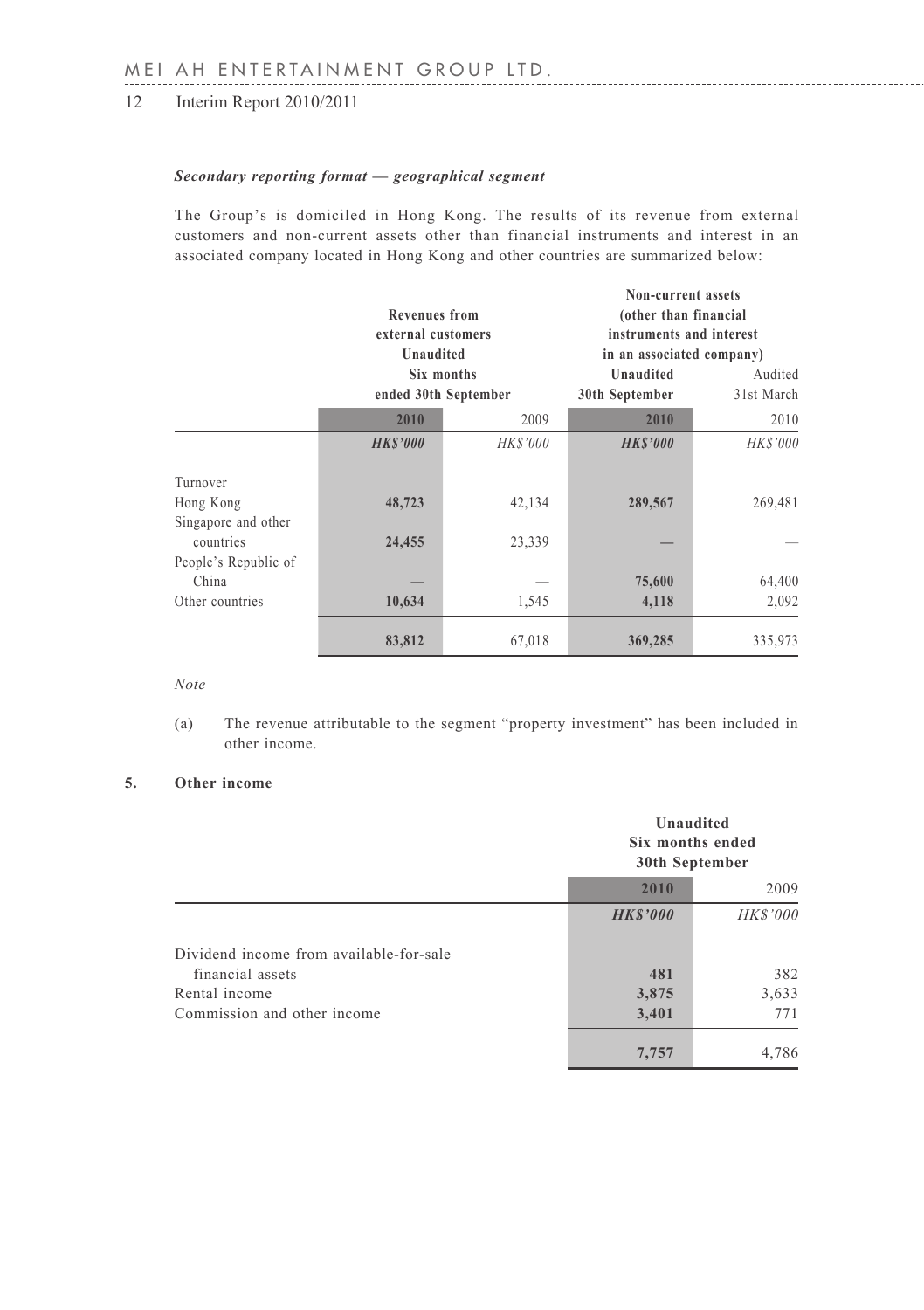***Secondary reporting format — geographical segment***

The Group's is domiciled in Hong Kong. The results of its revenue from external customers and non-current assets other than financial instruments and interest in an associated company located in Hong Kong and other countries are summarized below:

| | Revenues from external customers Unaudited Six months ended 30th September | | Non-current assets (other than financial instruments and interest in an associated company) | |
|---|---|---|---|---|
| | | | Unaudited 30th September | Audited 31st March |
| | **2010** | 2009 | **2010** | 2010 |
| | ***HK$'000*** | *HK$'000* | ***HK$'000*** | *HK$'000* |
| Turnover | | | | |
| Hong Kong | **48,723** | 42,134 | **289,567** | 269,481 |
| Singapore and other countries | **24,455** | 23,339 | **—** | — |
| People's Republic of China | **—** | — | **75,600** | 64,400 |
| Other countries | **10,634** | 1,545 | **4,118** | 2,092 |
| | **83,812** | 67,018 | **369,285** | 335,973 |

*Note*

(a) The revenue attributable to the segment "property investment" has been included in other income.

**5. Other income**

| | Unaudited Six months ended 30th September | |
|---|---|---|
| | **2010** | 2009 |
| | ***HK$'000*** | *HK$'000* |
| Dividend income from available-for-sale financial assets | **481** | 382 |
| Rental income | **3,875** | 3,633 |
| Commission and other income | **3,401** | 771 |
| | **7,757** | 4,786 |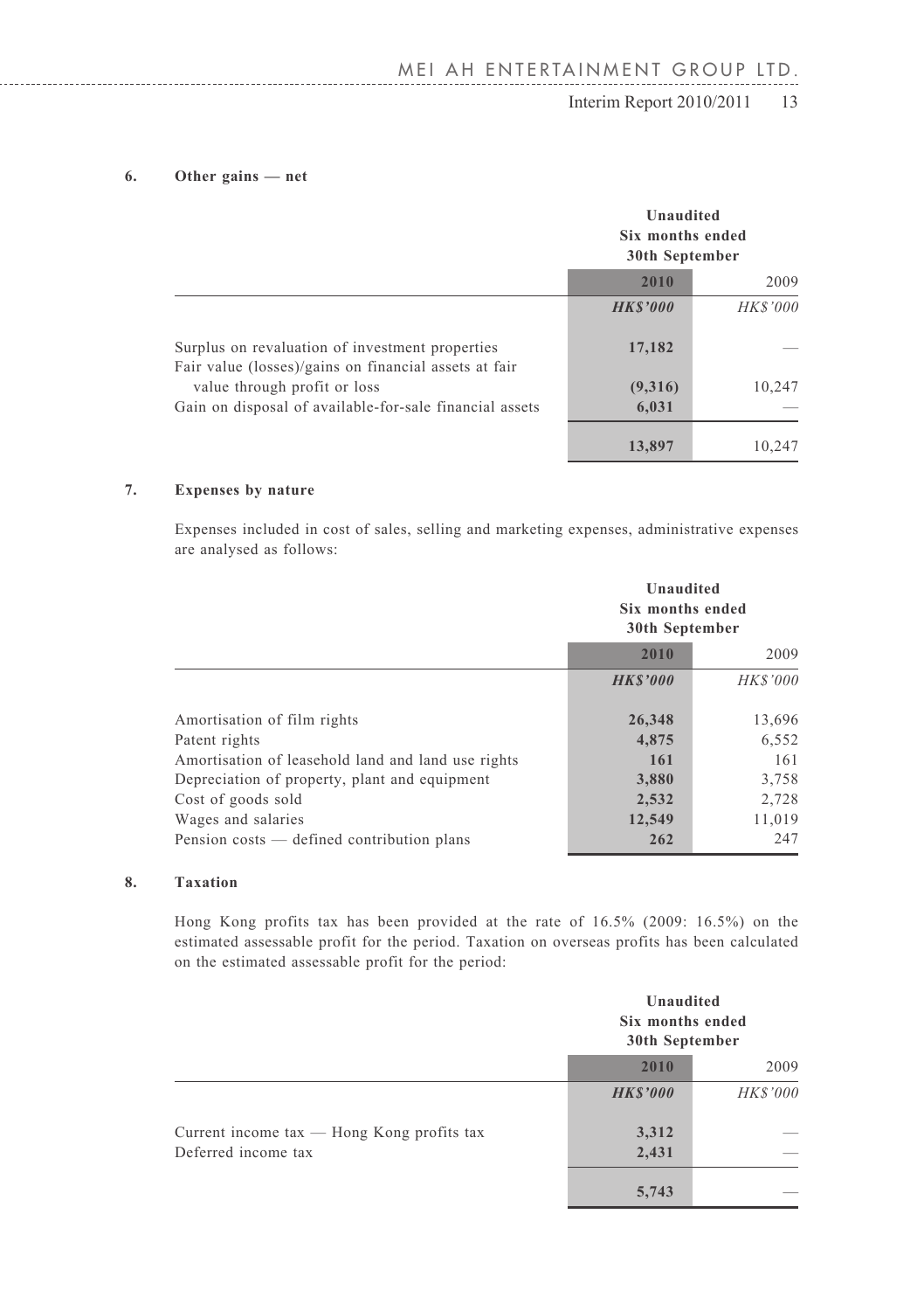## 6. Other gains — net

| | Unaudited Six months ended 30th September | |
|---|---|---|
| | **2010** | 2009 |
| | ***HK$'000*** | *HK$'000* |
| Surplus on revaluation of investment properties | **17,182** | — |
| Fair value (losses)/gains on financial assets at fair value through profit or loss | **(9,316)** | 10,247 |
| Gain on disposal of available-for-sale financial assets | **6,031** | — |
| | **13,897** | 10,247 |

## 7. Expenses by nature

Expenses included in cost of sales, selling and marketing expenses, administrative expenses are analysed as follows:

| | Unaudited Six months ended 30th September | |
|---|---|---|
| | **2010** | 2009 |
| | ***HK$'000*** | *HK$'000* |
| Amortisation of film rights | **26,348** | 13,696 |
| Patent rights | **4,875** | 6,552 |
| Amortisation of leasehold land and land use rights | **161** | 161 |
| Depreciation of property, plant and equipment | **3,880** | 3,758 |
| Cost of goods sold | **2,532** | 2,728 |
| Wages and salaries | **12,549** | 11,019 |
| Pension costs — defined contribution plans | **262** | 247 |

## 8. Taxation

Hong Kong profits tax has been provided at the rate of 16.5% (2009: 16.5%) on the estimated assessable profit for the period. Taxation on overseas profits has been calculated on the estimated assessable profit for the period:

| | Unaudited Six months ended 30th September | |
|---|---|---|
| | **2010** | 2009 |
| | ***HK$'000*** | *HK$'000* |
| Current income tax — Hong Kong profits tax | **3,312** | — |
| Deferred income tax | **2,431** | — |
| | **5,743** | — |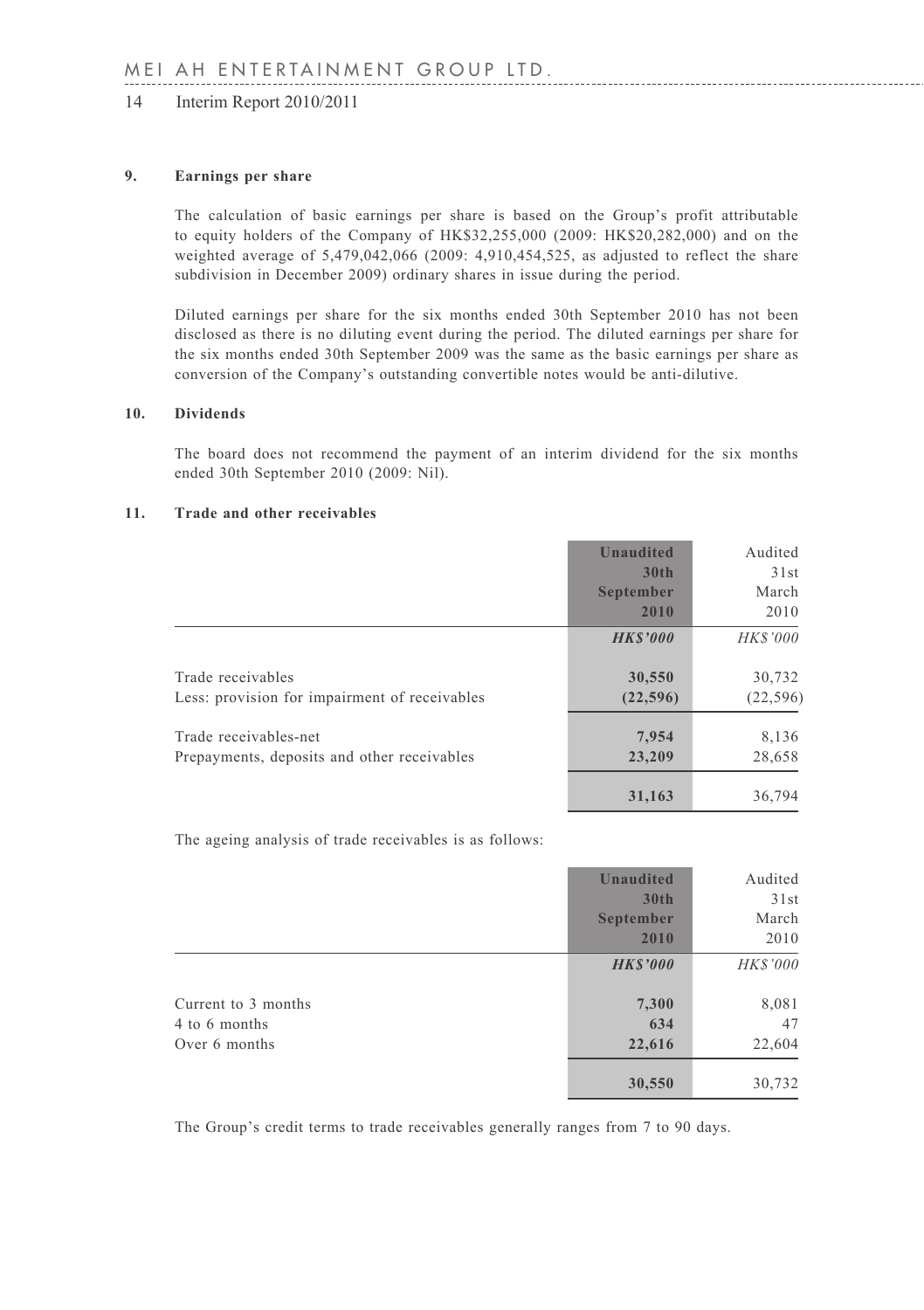## 9. Earnings per share

The calculation of basic earnings per share is based on the Group's profit attributable to equity holders of the Company of HK$32,255,000 (2009: HK$20,282,000) and on the weighted average of 5,479,042,066 (2009: 4,910,454,525, as adjusted to reflect the share subdivision in December 2009) ordinary shares in issue during the period.

Diluted earnings per share for the six months ended 30th September 2010 has not been disclosed as there is no diluting event during the period. The diluted earnings per share for the six months ended 30th September 2009 was the same as the basic earnings per share as conversion of the Company's outstanding convertible notes would be anti-dilutive.

## 10. Dividends

The board does not recommend the payment of an interim dividend for the six months ended 30th September 2010 (2009: Nil).

## 11. Trade and other receivables

| | **Unaudited 30th September 2010** | Audited 31st March 2010 |
|---|---|---|
| | ***HK$'000*** | *HK$'000* |
| Trade receivables | **30,550** | 30,732 |
| Less: provision for impairment of receivables | **(22,596)** | (22,596) |
| Trade receivables-net | **7,954** | 8,136 |
| Prepayments, deposits and other receivables | **23,209** | 28,658 |
| | **31,163** | 36,794 |

The ageing analysis of trade receivables is as follows:

| | **Unaudited 30th September 2010** | Audited 31st March 2010 |
|---|---|---|
| | ***HK$'000*** | *HK$'000* |
| Current to 3 months | **7,300** | 8,081 |
| 4 to 6 months | **634** | 47 |
| Over 6 months | **22,616** | 22,604 |
| | **30,550** | 30,732 |

The Group's credit terms to trade receivables generally ranges from 7 to 90 days.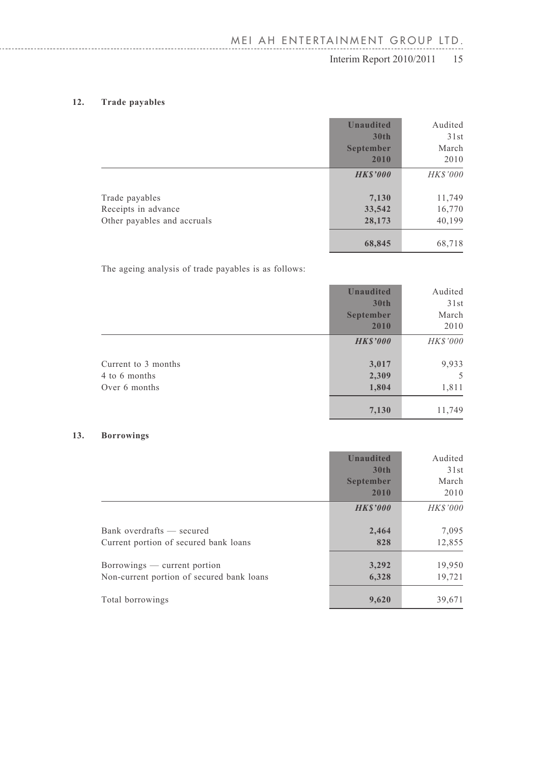## 12. Trade payables

| | Unaudited 30th September 2010 | Audited 31st March 2010 |
|---|---|---|
| | ***HK$'000*** | *HK$'000* |
| Trade payables | **7,130** | 11,749 |
| Receipts in advance | **33,542** | 16,770 |
| Other payables and accruals | **28,173** | 40,199 |
| | **68,845** | 68,718 |

The ageing analysis of trade payables is as follows:

| | Unaudited 30th September 2010 | Audited 31st March 2010 |
|---|---|---|
| | ***HK$'000*** | *HK$'000* |
| Current to 3 months | **3,017** | 9,933 |
| 4 to 6 months | **2,309** | 5 |
| Over 6 months | **1,804** | 1,811 |
| | **7,130** | 11,749 |

## 13. Borrowings

| | Unaudited 30th September 2010 | Audited 31st March 2010 |
|---|---|---|
| | ***HK$'000*** | *HK$'000* |
| Bank overdrafts — secured | **2,464** | 7,095 |
| Current portion of secured bank loans | **828** | 12,855 |
| Borrowings — current portion | **3,292** | 19,950 |
| Non-current portion of secured bank loans | **6,328** | 19,721 |
| Total borrowings | **9,620** | 39,671 |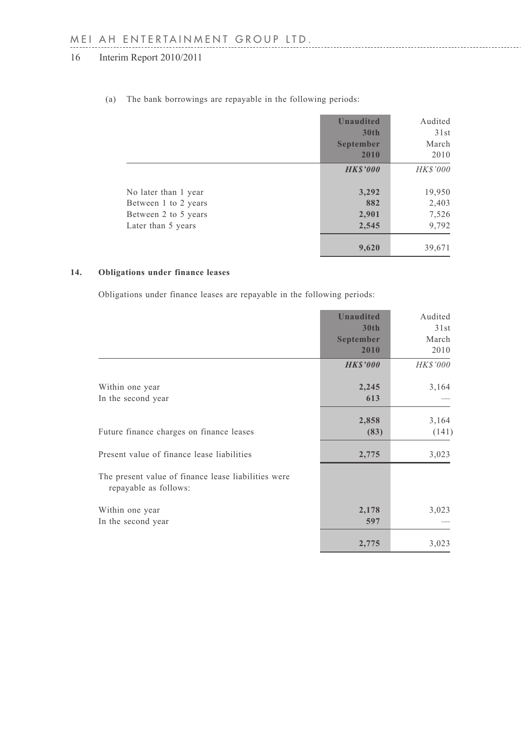(a) The bank borrowings are repayable in the following periods:

| | Unaudited 30th September 2010 | Audited 31st March 2010 |
|---|---|---|
| | ***HK$'000*** | *HK$'000* |
| No later than 1 year | **3,292** | 19,950 |
| Between 1 to 2 years | **882** | 2,403 |
| Between 2 to 5 years | **2,901** | 7,526 |
| Later than 5 years | **2,545** | 9,792 |
| | **9,620** | 39,671 |

## 14. Obligations under finance leases

Obligations under finance leases are repayable in the following periods:

| | Unaudited 30th September 2010 | Audited 31st March 2010 |
|---|---|---|
| | ***HK$'000*** | *HK$'000* |
| Within one year | **2,245** | 3,164 |
| In the second year | **613** | — |
| | **2,858** | 3,164 |
| Future finance charges on finance leases | **(83)** | (141) |
| Present value of finance lease liabilities | **2,775** | 3,023 |
| The present value of finance lease liabilities were repayable as follows: | | |
| Within one year | **2,178** | 3,023 |
| In the second year | **597** | — |
| | **2,775** | 3,023 |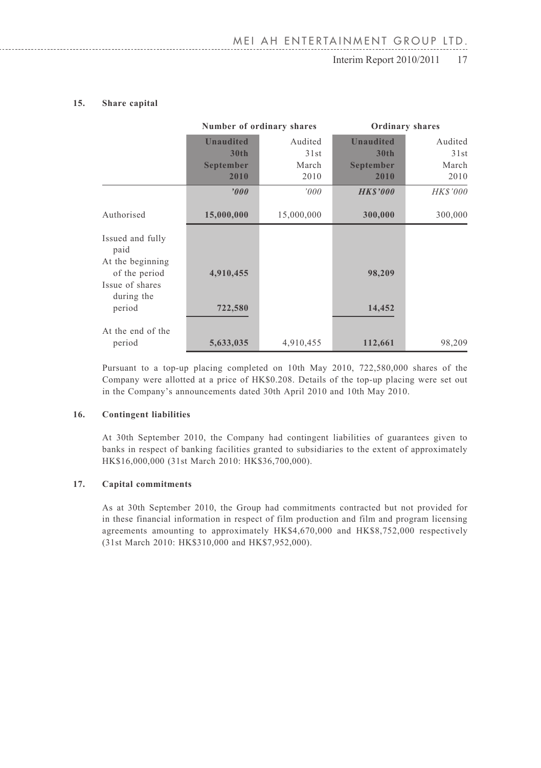**15. Share capital**

| | Number of ordinary shares | | Ordinary shares | |
|---|---|---|---|---|
| | **Unaudited 30th September 2010** | Audited 31st March 2010 | **Unaudited 30th September 2010** | Audited 31st March 2010 |
| | ***'000*** | *'000* | ***HK$'000*** | *HK$'000* |
| Authorised | **15,000,000** | 15,000,000 | **300,000** | 300,000 |
| Issued and fully paid | | | | |
| At the beginning of the period | **4,910,455** | | **98,209** | |
| Issue of shares during the period | **722,580** | | **14,452** | |
| At the end of the period | **5,633,035** | 4,910,455 | **112,661** | 98,209 |

Pursuant to a top-up placing completed on 10th May 2010, 722,580,000 shares of the Company were allotted at a price of HK$0.208. Details of the top-up placing were set out in the Company's announcements dated 30th April 2010 and 10th May 2010.

**16. Contingent liabilities**

At 30th September 2010, the Company had contingent liabilities of guarantees given to banks in respect of banking facilities granted to subsidiaries to the extent of approximately HK$16,000,000 (31st March 2010: HK$36,700,000).

**17. Capital commitments**

As at 30th September 2010, the Group had commitments contracted but not provided for in these financial information in respect of film production and film and program licensing agreements amounting to approximately HK$4,670,000 and HK$8,752,000 respectively (31st March 2010: HK$310,000 and HK$7,952,000).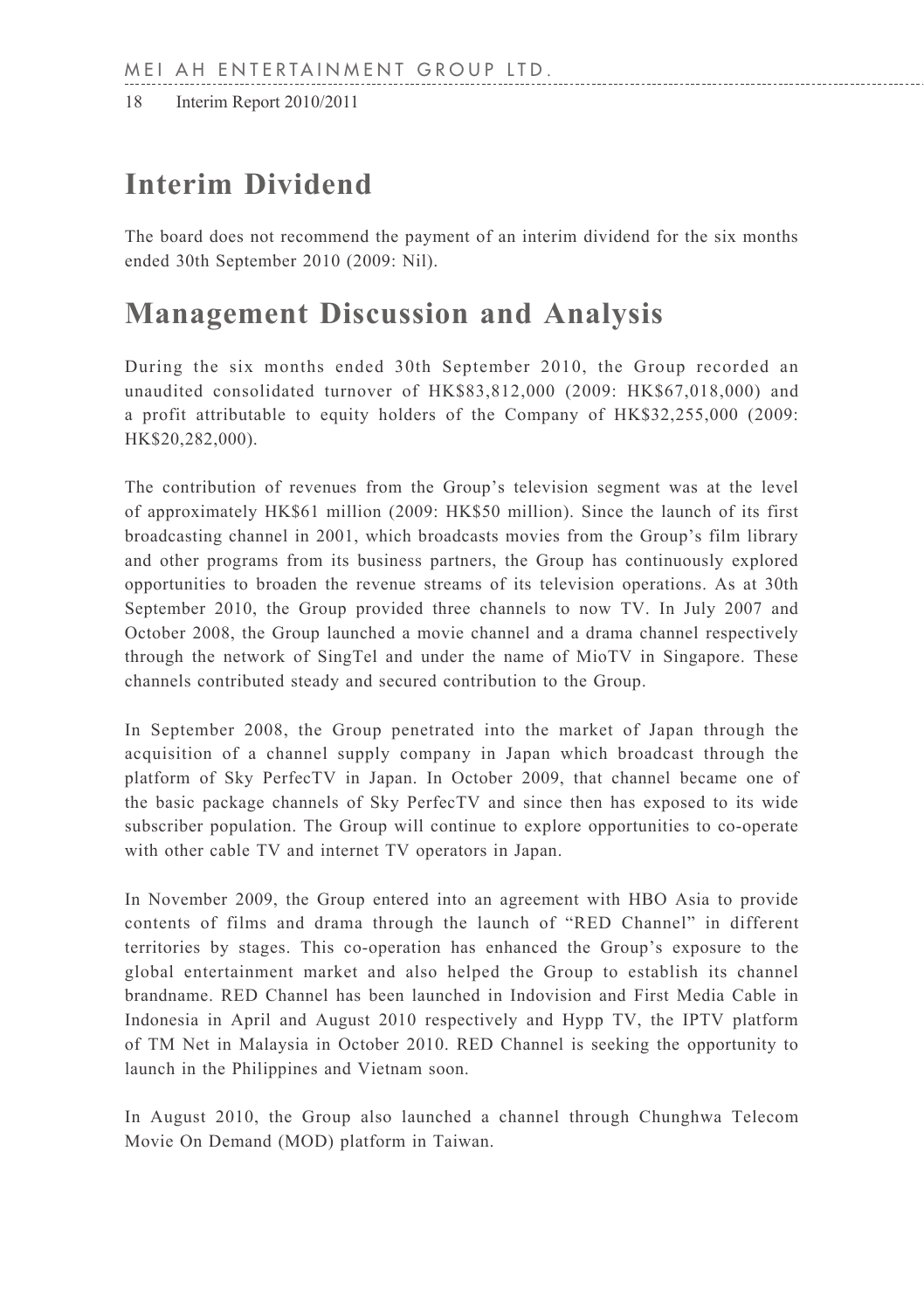## Interim Dividend

The board does not recommend the payment of an interim dividend for the six months ended 30th September 2010 (2009: Nil).

## Management Discussion and Analysis

During the six months ended 30th September 2010, the Group recorded an unaudited consolidated turnover of HK$83,812,000 (2009: HK$67,018,000) and a profit attributable to equity holders of the Company of HK$32,255,000 (2009: HK$20,282,000).

The contribution of revenues from the Group's television segment was at the level of approximately HK$61 million (2009: HK$50 million). Since the launch of its first broadcasting channel in 2001, which broadcasts movies from the Group's film library and other programs from its business partners, the Group has continuously explored opportunities to broaden the revenue streams of its television operations. As at 30th September 2010, the Group provided three channels to now TV. In July 2007 and October 2008, the Group launched a movie channel and a drama channel respectively through the network of SingTel and under the name of MioTV in Singapore. These channels contributed steady and secured contribution to the Group.

In September 2008, the Group penetrated into the market of Japan through the acquisition of a channel supply company in Japan which broadcast through the platform of Sky PerfecTV in Japan. In October 2009, that channel became one of the basic package channels of Sky PerfecTV and since then has exposed to its wide subscriber population. The Group will continue to explore opportunities to co-operate with other cable TV and internet TV operators in Japan.

In November 2009, the Group entered into an agreement with HBO Asia to provide contents of films and drama through the launch of "RED Channel" in different territories by stages. This co-operation has enhanced the Group's exposure to the global entertainment market and also helped the Group to establish its channel brandname. RED Channel has been launched in Indovision and First Media Cable in Indonesia in April and August 2010 respectively and Hypp TV, the IPTV platform of TM Net in Malaysia in October 2010. RED Channel is seeking the opportunity to launch in the Philippines and Vietnam soon.

In August 2010, the Group also launched a channel through Chunghwa Telecom Movie On Demand (MOD) platform in Taiwan.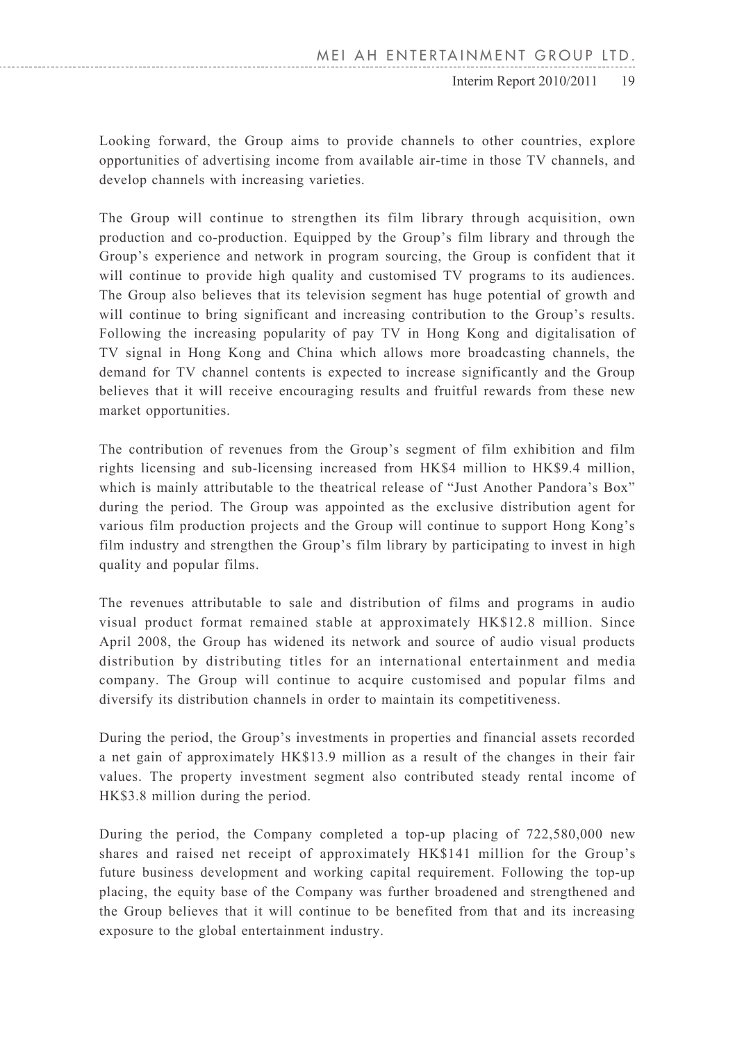Looking forward, the Group aims to provide channels to other countries, explore opportunities of advertising income from available air-time in those TV channels, and develop channels with increasing varieties.

The Group will continue to strengthen its film library through acquisition, own production and co-production. Equipped by the Group's film library and through the Group's experience and network in program sourcing, the Group is confident that it will continue to provide high quality and customised TV programs to its audiences. The Group also believes that its television segment has huge potential of growth and will continue to bring significant and increasing contribution to the Group's results. Following the increasing popularity of pay TV in Hong Kong and digitalisation of TV signal in Hong Kong and China which allows more broadcasting channels, the demand for TV channel contents is expected to increase significantly and the Group believes that it will receive encouraging results and fruitful rewards from these new market opportunities.

The contribution of revenues from the Group's segment of film exhibition and film rights licensing and sub-licensing increased from HK$4 million to HK$9.4 million, which is mainly attributable to the theatrical release of "Just Another Pandora's Box" during the period. The Group was appointed as the exclusive distribution agent for various film production projects and the Group will continue to support Hong Kong's film industry and strengthen the Group's film library by participating to invest in high quality and popular films.

The revenues attributable to sale and distribution of films and programs in audio visual product format remained stable at approximately HK$12.8 million. Since April 2008, the Group has widened its network and source of audio visual products distribution by distributing titles for an international entertainment and media company. The Group will continue to acquire customised and popular films and diversify its distribution channels in order to maintain its competitiveness.

During the period, the Group's investments in properties and financial assets recorded a net gain of approximately HK$13.9 million as a result of the changes in their fair values. The property investment segment also contributed steady rental income of HK$3.8 million during the period.

During the period, the Company completed a top-up placing of 722,580,000 new shares and raised net receipt of approximately HK$141 million for the Group's future business development and working capital requirement. Following the top-up placing, the equity base of the Company was further broadened and strengthened and the Group believes that it will continue to be benefited from that and its increasing exposure to the global entertainment industry.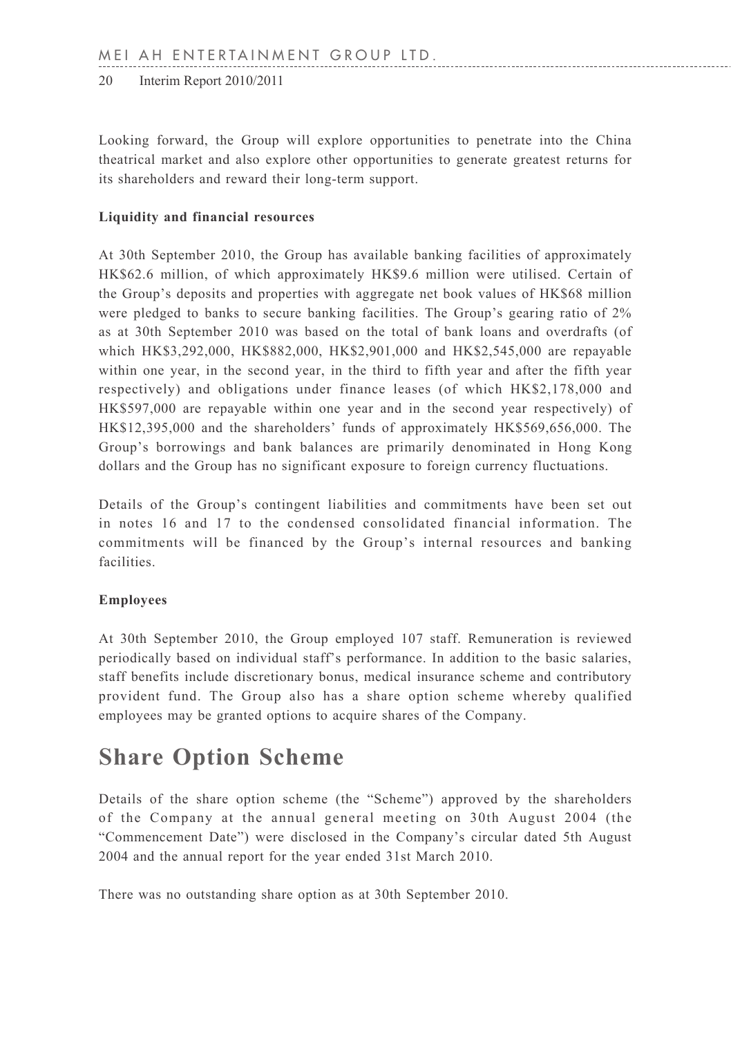Looking forward, the Group will explore opportunities to penetrate into the China theatrical market and also explore other opportunities to generate greatest returns for its shareholders and reward their long-term support.

**Liquidity and financial resources**

At 30th September 2010, the Group has available banking facilities of approximately HK$62.6 million, of which approximately HK$9.6 million were utilised. Certain of the Group's deposits and properties with aggregate net book values of HK$68 million were pledged to banks to secure banking facilities. The Group's gearing ratio of 2% as at 30th September 2010 was based on the total of bank loans and overdrafts (of which HK$3,292,000, HK$882,000, HK$2,901,000 and HK$2,545,000 are repayable within one year, in the second year, in the third to fifth year and after the fifth year respectively) and obligations under finance leases (of which HK$2,178,000 and HK$597,000 are repayable within one year and in the second year respectively) of HK$12,395,000 and the shareholders' funds of approximately HK$569,656,000. The Group's borrowings and bank balances are primarily denominated in Hong Kong dollars and the Group has no significant exposure to foreign currency fluctuations.

Details of the Group's contingent liabilities and commitments have been set out in notes 16 and 17 to the condensed consolidated financial information. The commitments will be financed by the Group's internal resources and banking facilities.

**Employees**

At 30th September 2010, the Group employed 107 staff. Remuneration is reviewed periodically based on individual staff's performance. In addition to the basic salaries, staff benefits include discretionary bonus, medical insurance scheme and contributory provident fund. The Group also has a share option scheme whereby qualified employees may be granted options to acquire shares of the Company.

# Share Option Scheme

Details of the share option scheme (the "Scheme") approved by the shareholders of the Company at the annual general meeting on 30th August 2004 (the "Commencement Date") were disclosed in the Company's circular dated 5th August 2004 and the annual report for the year ended 31st March 2010.

There was no outstanding share option as at 30th September 2010.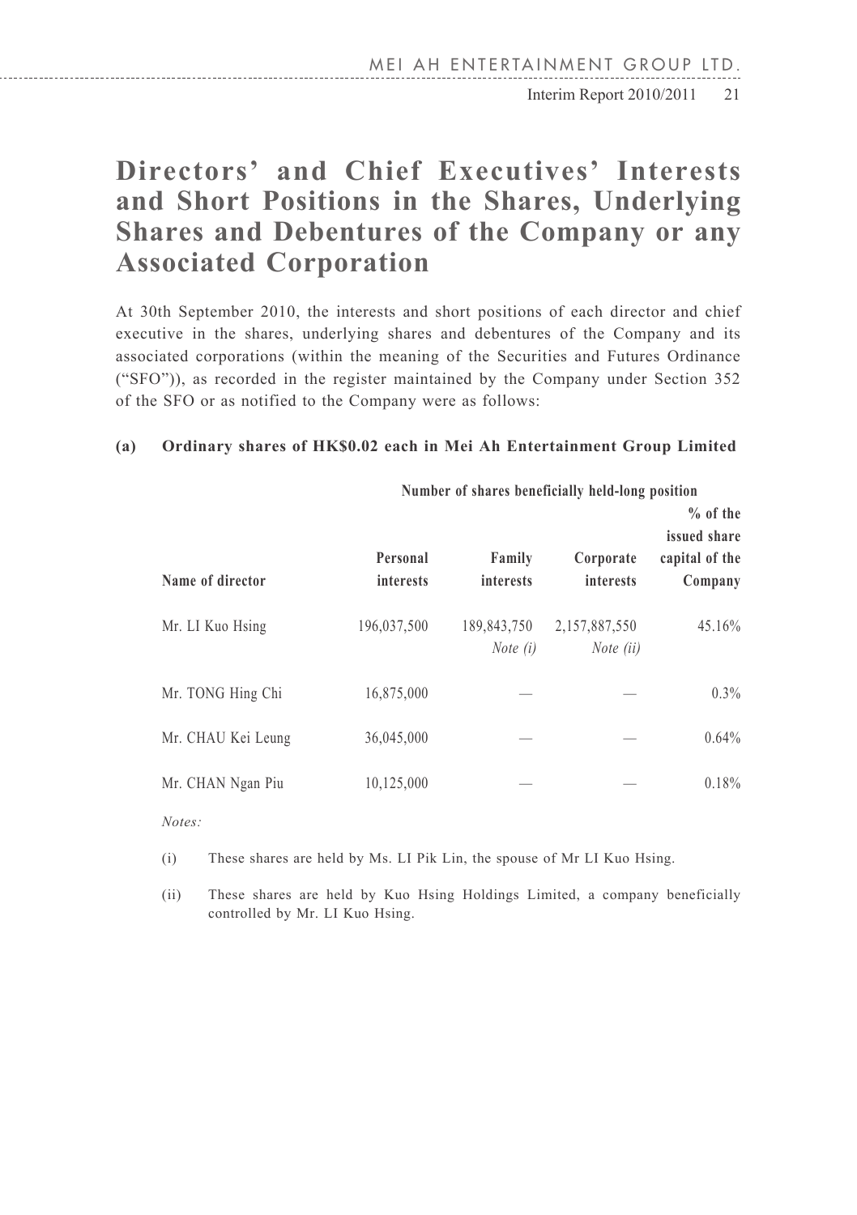# Directors' and Chief Executives' Interests and Short Positions in the Shares, Underlying Shares and Debentures of the Company or any Associated Corporation

At 30th September 2010, the interests and short positions of each director and chief executive in the shares, underlying shares and debentures of the Company and its associated corporations (within the meaning of the Securities and Futures Ordinance ("SFO")), as recorded in the register maintained by the Company under Section 352 of the SFO or as notified to the Company were as follows:

**(a) Ordinary shares of HK$0.02 each in Mei Ah Entertainment Group Limited**

| | Number of shares beneficially held-long position | | | |
|---|---|---|---|---|
| **Name of director** | **Personal interests** | **Family interests** | **Corporate interests** | **% of the issued share capital of the Company** |
| Mr. LI Kuo Hsing | 196,037,500 | 189,843,750 *Note (i)* | 2,157,887,550 *Note (ii)* | 45.16% |
| Mr. TONG Hing Chi | 16,875,000 | — | — | 0.3% |
| Mr. CHAU Kei Leung | 36,045,000 | — | — | 0.64% |
| Mr. CHAN Ngan Piu | 10,125,000 | — | — | 0.18% |

*Notes:*

(i) These shares are held by Ms. LI Pik Lin, the spouse of Mr LI Kuo Hsing.

(ii) These shares are held by Kuo Hsing Holdings Limited, a company beneficially controlled by Mr. LI Kuo Hsing.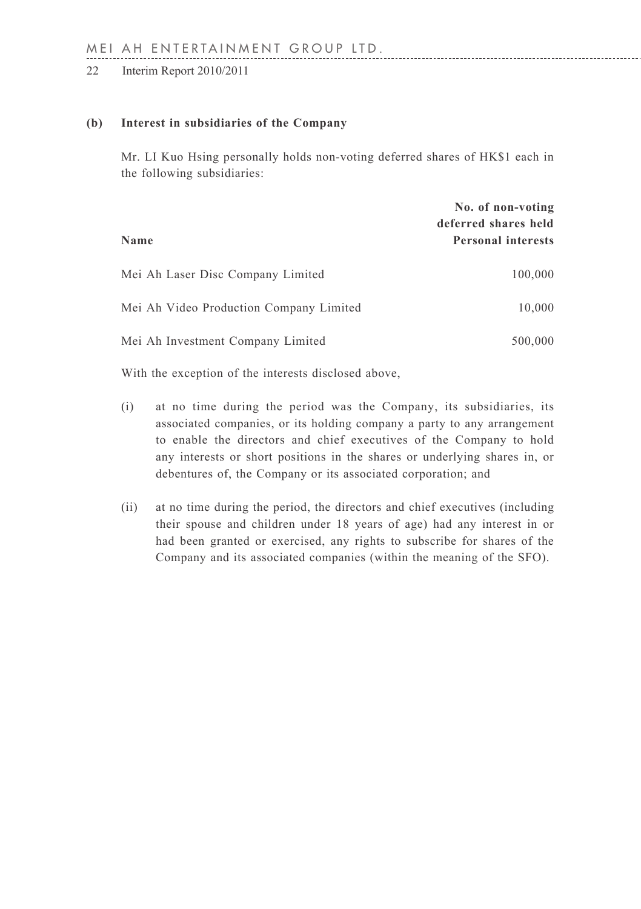**(b) Interest in subsidiaries of the Company**

Mr. LI Kuo Hsing personally holds non-voting deferred shares of HK$1 each in the following subsidiaries:

| Name | No. of non-voting deferred shares held Personal interests |
|---|---:|
| Mei Ah Laser Disc Company Limited | 100,000 |
| Mei Ah Video Production Company Limited | 10,000 |
| Mei Ah Investment Company Limited | 500,000 |

With the exception of the interests disclosed above,

(i) at no time during the period was the Company, its subsidiaries, its associated companies, or its holding company a party to any arrangement to enable the directors and chief executives of the Company to hold any interests or short positions in the shares or underlying shares in, or debentures of, the Company or its associated corporation; and

(ii) at no time during the period, the directors and chief executives (including their spouse and children under 18 years of age) had any interest in or had been granted or exercised, any rights to subscribe for shares of the Company and its associated companies (within the meaning of the SFO).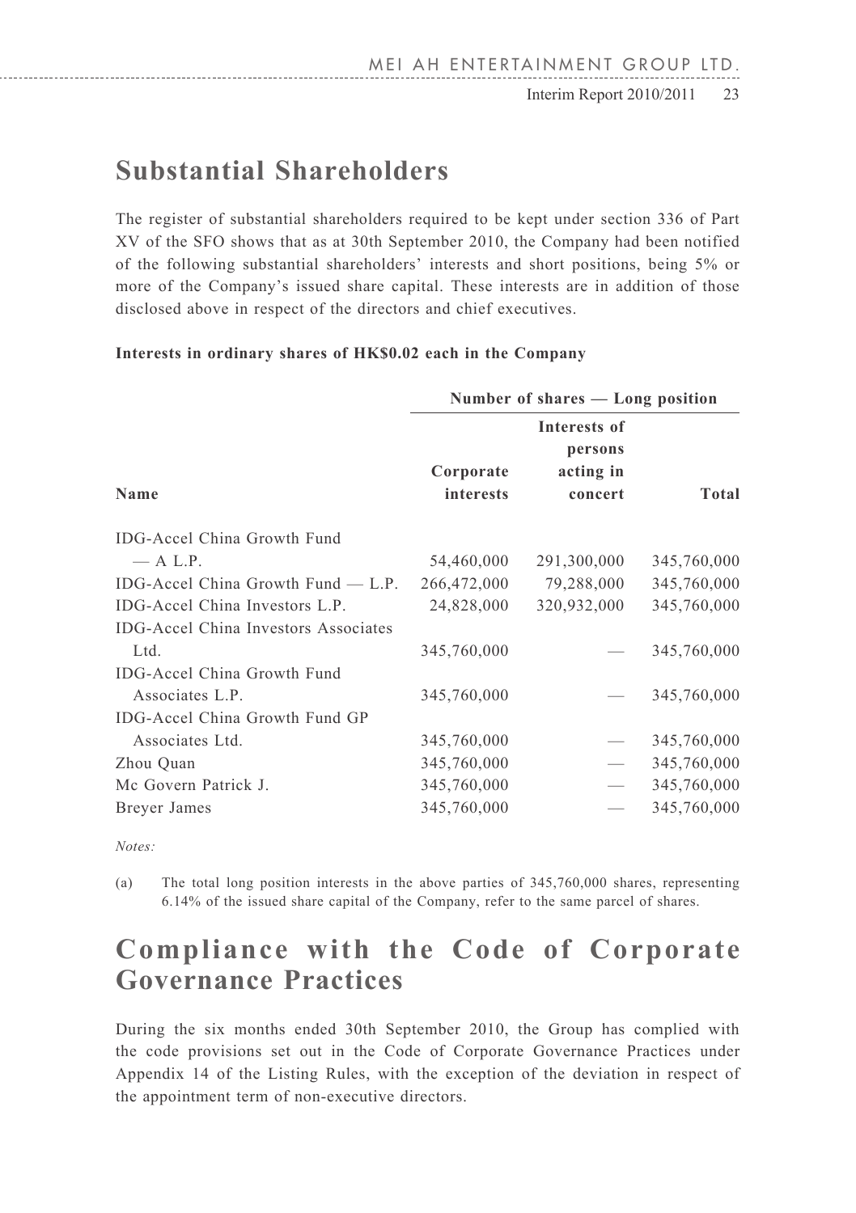# Substantial Shareholders

The register of substantial shareholders required to be kept under section 336 of Part XV of the SFO shows that as at 30th September 2010, the Company had been notified of the following substantial shareholders' interests and short positions, being 5% or more of the Company's issued share capital. These interests are in addition of those disclosed above in respect of the directors and chief executives.

**Interests in ordinary shares of HK$0.02 each in the Company**

| | Number of shares — Long position | | |
|---|---|---|---|
| **Name** | **Corporate interests** | **Interests of persons acting in concert** | **Total** |
| IDG-Accel China Growth Fund — A L.P. | 54,460,000 | 291,300,000 | 345,760,000 |
| IDG-Accel China Growth Fund — L.P. | 266,472,000 | 79,288,000 | 345,760,000 |
| IDG-Accel China Investors L.P. | 24,828,000 | 320,932,000 | 345,760,000 |
| IDG-Accel China Investors Associates Ltd. | 345,760,000 | — | 345,760,000 |
| IDG-Accel China Growth Fund Associates L.P. | 345,760,000 | — | 345,760,000 |
| IDG-Accel China Growth Fund GP Associates Ltd. | 345,760,000 | — | 345,760,000 |
| Zhou Quan | 345,760,000 | — | 345,760,000 |
| Mc Govern Patrick J. | 345,760,000 | — | 345,760,000 |
| Breyer James | 345,760,000 | — | 345,760,000 |

*Notes:*

(a) The total long position interests in the above parties of 345,760,000 shares, representing 6.14% of the issued share capital of the Company, refer to the same parcel of shares.

# Compliance with the Code of Corporate Governance Practices

During the six months ended 30th September 2010, the Group has complied with the code provisions set out in the Code of Corporate Governance Practices under Appendix 14 of the Listing Rules, with the exception of the deviation in respect of the appointment term of non-executive directors.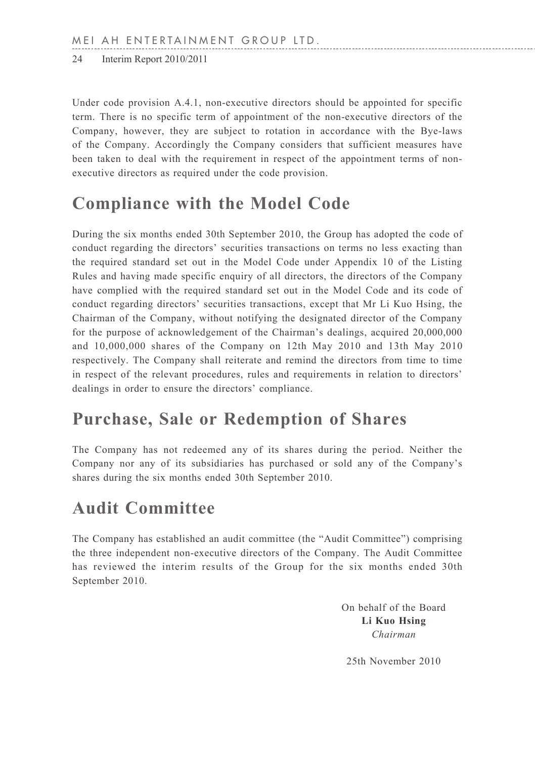Under code provision A.4.1, non-executive directors should be appointed for specific term. There is no specific term of appointment of the non-executive directors of the Company, however, they are subject to rotation in accordance with the Bye-laws of the Company. Accordingly the Company considers that sufficient measures have been taken to deal with the requirement in respect of the appointment terms of non-executive directors as required under the code provision.

## Compliance with the Model Code

During the six months ended 30th September 2010, the Group has adopted the code of conduct regarding the directors' securities transactions on terms no less exacting than the required standard set out in the Model Code under Appendix 10 of the Listing Rules and having made specific enquiry of all directors, the directors of the Company have complied with the required standard set out in the Model Code and its code of conduct regarding directors' securities transactions, except that Mr Li Kuo Hsing, the Chairman of the Company, without notifying the designated director of the Company for the purpose of acknowledgement of the Chairman's dealings, acquired 20,000,000 and 10,000,000 shares of the Company on 12th May 2010 and 13th May 2010 respectively. The Company shall reiterate and remind the directors from time to time in respect of the relevant procedures, rules and requirements in relation to directors' dealings in order to ensure the directors' compliance.

## Purchase, Sale or Redemption of Shares

The Company has not redeemed any of its shares during the period. Neither the Company nor any of its subsidiaries has purchased or sold any of the Company's shares during the six months ended 30th September 2010.

## Audit Committee

The Company has established an audit committee (the "Audit Committee") comprising the three independent non-executive directors of the Company. The Audit Committee has reviewed the interim results of the Group for the six months ended 30th September 2010.

On behalf of the Board
**Li Kuo Hsing**
*Chairman*

25th November 2010